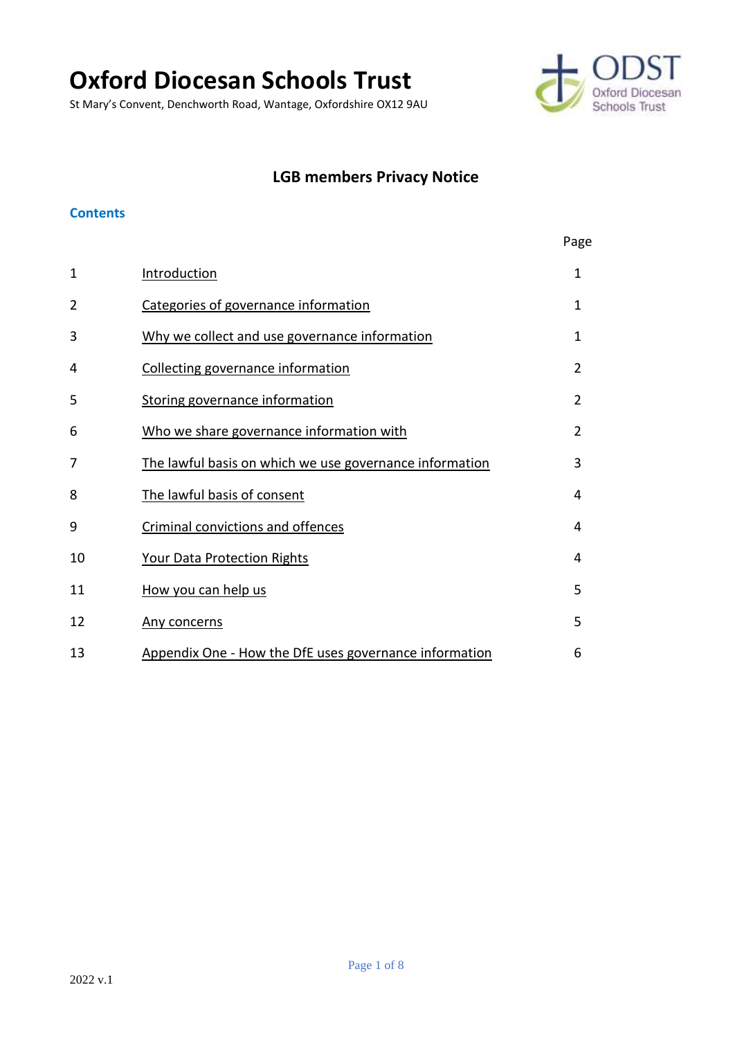# Oxford Diocesan Schools Trust

St Mary's Convent, Denchworth Road, Wantage, Oxfordshire OX12 9AU

## LGB members Privacy Notice

### Contents

| | | Page |
|---|---|---|
| 1 | Introduction | 1 |
| 2 | Categories of governance information | 1 |
| 3 | Why we collect and use governance information | 1 |
| 4 | Collecting governance information | 2 |
| 5 | Storing governance information | 2 |
| 6 | Who we share governance information with | 2 |
| 7 | The lawful basis on which we use governance information | 3 |
| 8 | The lawful basis of consent | 4 |
| 9 | Criminal convictions and offences | 4 |
| 10 | Your Data Protection Rights | 4 |
| 11 | How you can help us | 5 |
| 12 | Any concerns | 5 |
| 13 | Appendix One - How the DfE uses governance information | 6 |

2022 v.1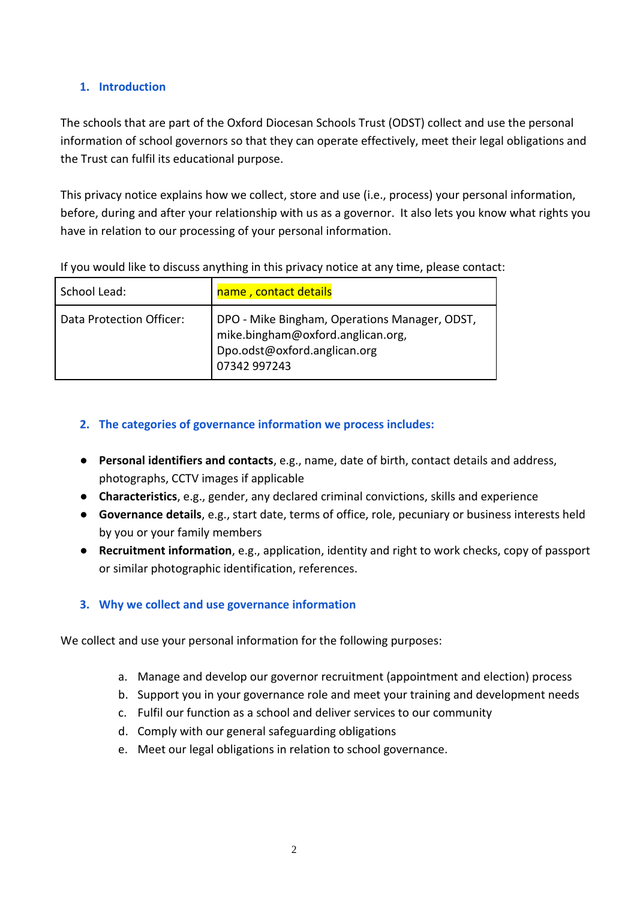## 1. Introduction

The schools that are part of the Oxford Diocesan Schools Trust (ODST) collect and use the personal information of school governors so that they can operate effectively, meet their legal obligations and the Trust can fulfil its educational purpose.

This privacy notice explains how we collect, store and use (i.e., process) your personal information, before, during and after your relationship with us as a governor. It also lets you know what rights you have in relation to our processing of your personal information.

If you would like to discuss anything in this privacy notice at any time, please contact:

| School Lead: | name , contact details |
|---|---|
| Data Protection Officer: | DPO - Mike Bingham, Operations Manager, ODST, mike.bingham@oxford.anglican.org, Dpo.odst@oxford.anglican.org 07342 997243 |

## 2. The categories of governance information we process includes:

- **Personal identifiers and contacts**, e.g., name, date of birth, contact details and address, photographs, CCTV images if applicable
- **Characteristics**, e.g., gender, any declared criminal convictions, skills and experience
- **Governance details**, e.g., start date, terms of office, role, pecuniary or business interests held by you or your family members
- **Recruitment information**, e.g., application, identity and right to work checks, copy of passport or similar photographic identification, references.

## 3. Why we collect and use governance information

We collect and use your personal information for the following purposes:

a. Manage and develop our governor recruitment (appointment and election) process
b. Support you in your governance role and meet your training and development needs
c. Fulfil our function as a school and deliver services to our community
d. Comply with our general safeguarding obligations
e. Meet our legal obligations in relation to school governance.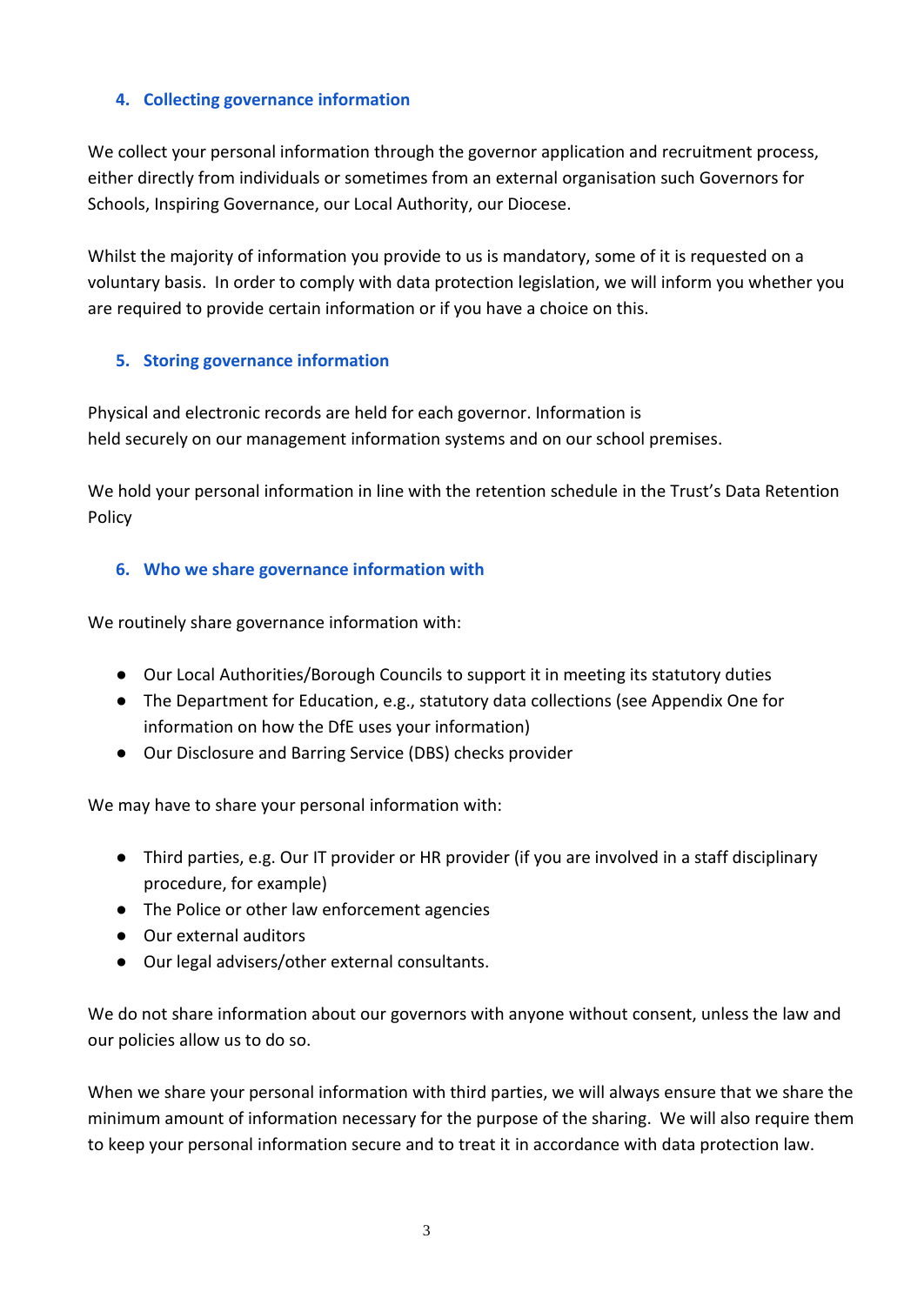## 4. Collecting governance information

We collect your personal information through the governor application and recruitment process, either directly from individuals or sometimes from an external organisation such Governors for Schools, Inspiring Governance, our Local Authority, our Diocese.

Whilst the majority of information you provide to us is mandatory, some of it is requested on a voluntary basis. In order to comply with data protection legislation, we will inform you whether you are required to provide certain information or if you have a choice on this.

## 5. Storing governance information

Physical and electronic records are held for each governor. Information is held securely on our management information systems and on our school premises.

We hold your personal information in line with the retention schedule in the Trust's Data Retention Policy

## 6. Who we share governance information with

We routinely share governance information with:

- Our Local Authorities/Borough Councils to support it in meeting its statutory duties
- The Department for Education, e.g., statutory data collections (see Appendix One for information on how the DfE uses your information)
- Our Disclosure and Barring Service (DBS) checks provider

We may have to share your personal information with:

- Third parties, e.g. Our IT provider or HR provider (if you are involved in a staff disciplinary procedure, for example)
- The Police or other law enforcement agencies
- Our external auditors
- Our legal advisers/other external consultants.

We do not share information about our governors with anyone without consent, unless the law and our policies allow us to do so.

When we share your personal information with third parties, we will always ensure that we share the minimum amount of information necessary for the purpose of the sharing. We will also require them to keep your personal information secure and to treat it in accordance with data protection law.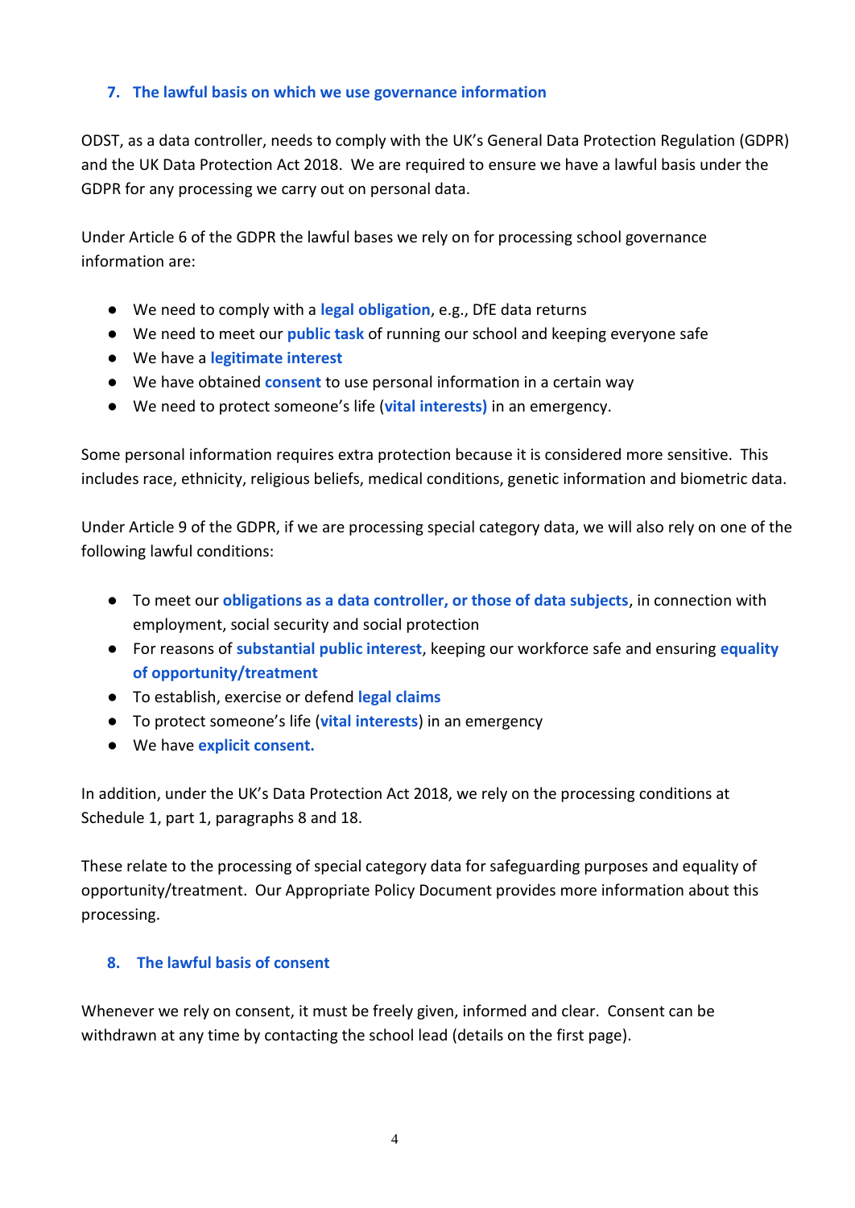## 7. The lawful basis on which we use governance information

ODST, as a data controller, needs to comply with the UK's General Data Protection Regulation (GDPR) and the UK Data Protection Act 2018. We are required to ensure we have a lawful basis under the GDPR for any processing we carry out on personal data.

Under Article 6 of the GDPR the lawful bases we rely on for processing school governance information are:

- We need to comply with a **legal obligation**, e.g., DfE data returns
- We need to meet our **public task** of running our school and keeping everyone safe
- We have a **legitimate interest**
- We have obtained **consent** to use personal information in a certain way
- We need to protect someone's life (**vital interests)** in an emergency.

Some personal information requires extra protection because it is considered more sensitive. This includes race, ethnicity, religious beliefs, medical conditions, genetic information and biometric data.

Under Article 9 of the GDPR, if we are processing special category data, we will also rely on one of the following lawful conditions:

- To meet our **obligations as a data controller, or those of data subjects**, in connection with employment, social security and social protection
- For reasons of **substantial public interest**, keeping our workforce safe and ensuring **equality of opportunity/treatment**
- To establish, exercise or defend **legal claims**
- To protect someone's life (**vital interests**) in an emergency
- We have **explicit consent.**

In addition, under the UK's Data Protection Act 2018, we rely on the processing conditions at Schedule 1, part 1, paragraphs 8 and 18.

These relate to the processing of special category data for safeguarding purposes and equality of opportunity/treatment. Our Appropriate Policy Document provides more information about this processing.

## 8. The lawful basis of consent

Whenever we rely on consent, it must be freely given, informed and clear. Consent can be withdrawn at any time by contacting the school lead (details on the first page).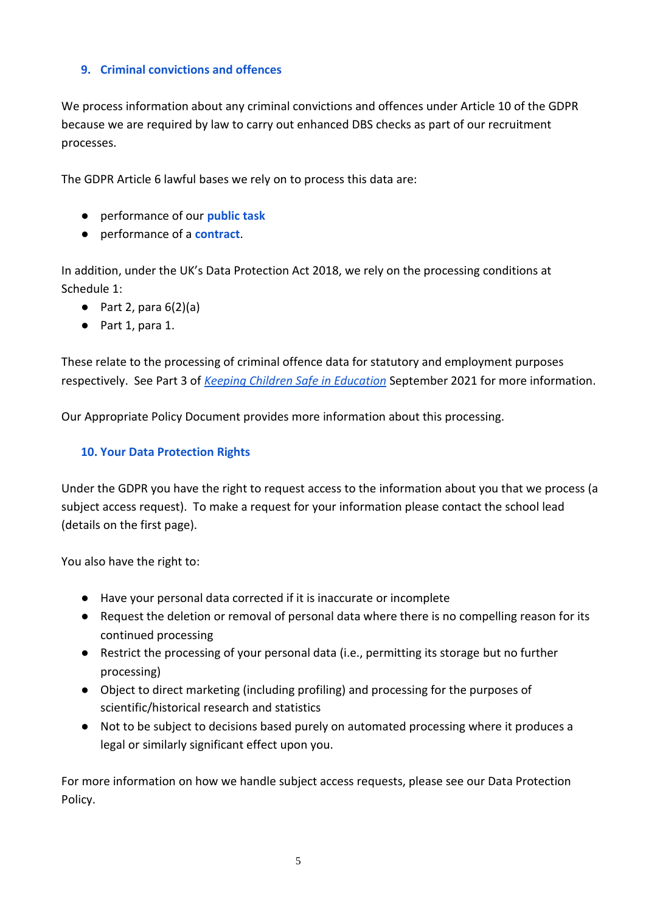## 9. Criminal convictions and offences

We process information about any criminal convictions and offences under Article 10 of the GDPR because we are required by law to carry out enhanced DBS checks as part of our recruitment processes.

The GDPR Article 6 lawful bases we rely on to process this data are:

- performance of our **public task**
- performance of a **contract**.

In addition, under the UK's Data Protection Act 2018, we rely on the processing conditions at Schedule 1:

- Part 2, para 6(2)(a)
- Part 1, para 1.

These relate to the processing of criminal offence data for statutory and employment purposes respectively. See Part 3 of *Keeping Children Safe in Education* September 2021 for more information.

Our Appropriate Policy Document provides more information about this processing.

## 10. Your Data Protection Rights

Under the GDPR you have the right to request access to the information about you that we process (a subject access request). To make a request for your information please contact the school lead (details on the first page).

You also have the right to:

- Have your personal data corrected if it is inaccurate or incomplete
- Request the deletion or removal of personal data where there is no compelling reason for its continued processing
- Restrict the processing of your personal data (i.e., permitting its storage but no further processing)
- Object to direct marketing (including profiling) and processing for the purposes of scientific/historical research and statistics
- Not to be subject to decisions based purely on automated processing where it produces a legal or similarly significant effect upon you.

For more information on how we handle subject access requests, please see our Data Protection Policy.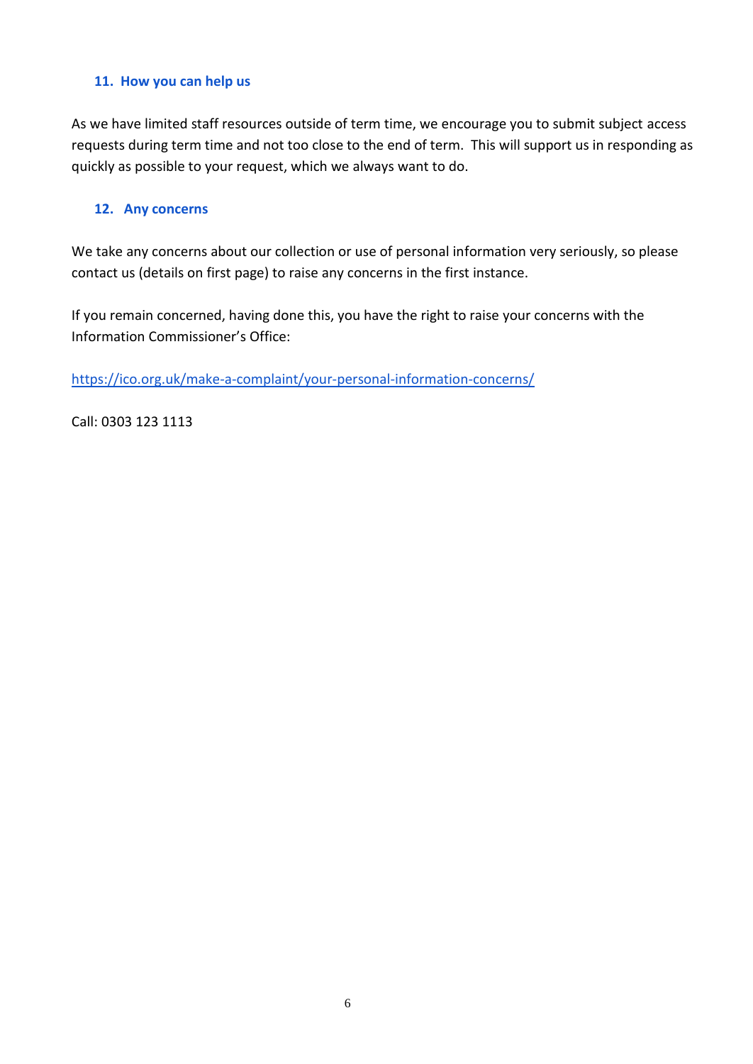## 11. How you can help us

As we have limited staff resources outside of term time, we encourage you to submit subject access requests during term time and not too close to the end of term. This will support us in responding as quickly as possible to your request, which we always want to do.

## 12. Any concerns

We take any concerns about our collection or use of personal information very seriously, so please contact us (details on first page) to raise any concerns in the first instance.

If you remain concerned, having done this, you have the right to raise your concerns with the Information Commissioner's Office:

https://ico.org.uk/make-a-complaint/your-personal-information-concerns/

Call: 0303 123 1113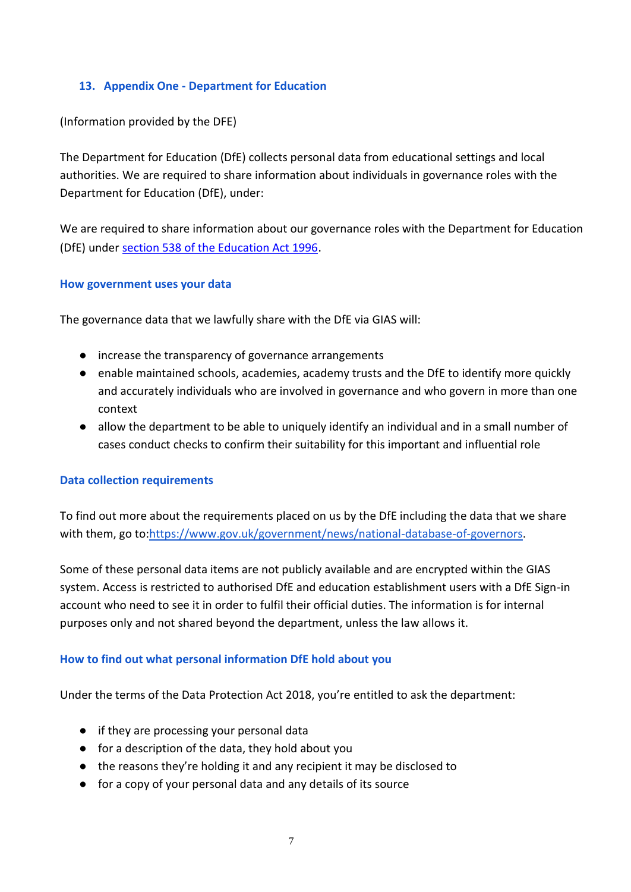## 13. Appendix One - Department for Education

(Information provided by the DFE)

The Department for Education (DfE) collects personal data from educational settings and local authorities. We are required to share information about individuals in governance roles with the Department for Education (DfE), under:

We are required to share information about our governance roles with the Department for Education (DfE) under [section 538 of the Education Act 1996](#).

### How government uses your data

The governance data that we lawfully share with the DfE via GIAS will:

- increase the transparency of governance arrangements
- enable maintained schools, academies, academy trusts and the DfE to identify more quickly and accurately individuals who are involved in governance and who govern in more than one context
- allow the department to be able to uniquely identify an individual and in a small number of cases conduct checks to confirm their suitability for this important and influential role

### Data collection requirements

To find out more about the requirements placed on us by the DfE including the data that we share with them, go to:[https://www.gov.uk/government/news/national-database-of-governors](https://www.gov.uk/government/news/national-database-of-governors).

Some of these personal data items are not publicly available and are encrypted within the GIAS system. Access is restricted to authorised DfE and education establishment users with a DfE Sign-in account who need to see it in order to fulfil their official duties. The information is for internal purposes only and not shared beyond the department, unless the law allows it.

### How to find out what personal information DfE hold about you

Under the terms of the Data Protection Act 2018, you're entitled to ask the department:

- if they are processing your personal data
- for a description of the data, they hold about you
- the reasons they're holding it and any recipient it may be disclosed to
- for a copy of your personal data and any details of its source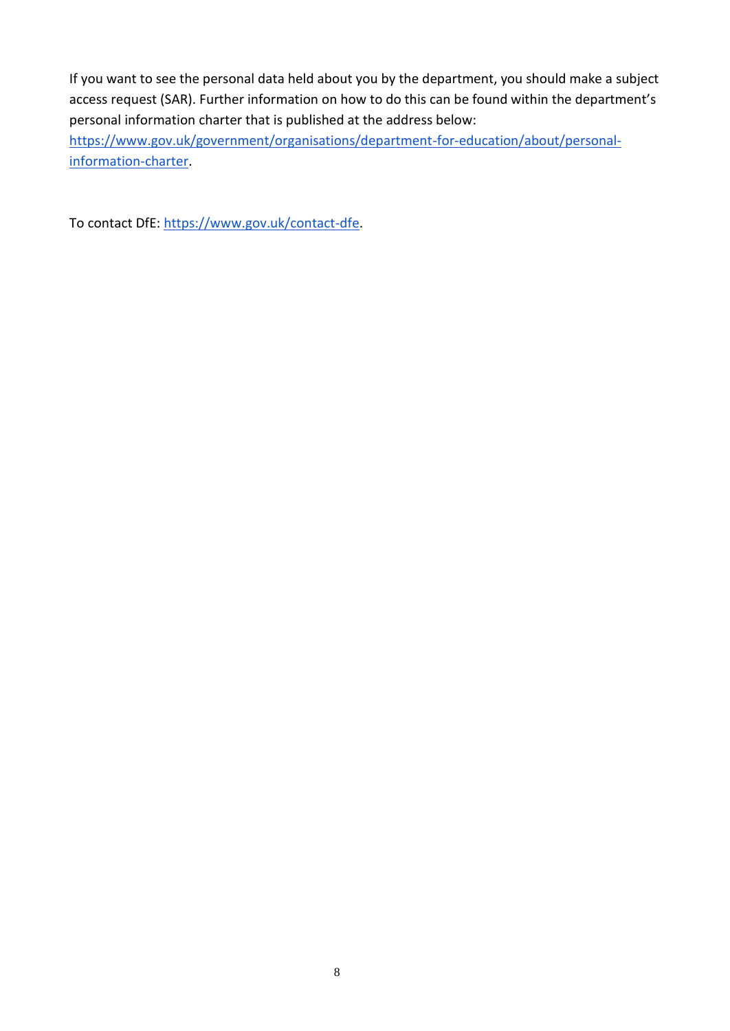If you want to see the personal data held about you by the department, you should make a subject access request (SAR). Further information on how to do this can be found within the department's personal information charter that is published at the address below:
https://www.gov.uk/government/organisations/department-for-education/about/personal-information-charter.

To contact DfE: https://www.gov.uk/contact-dfe.